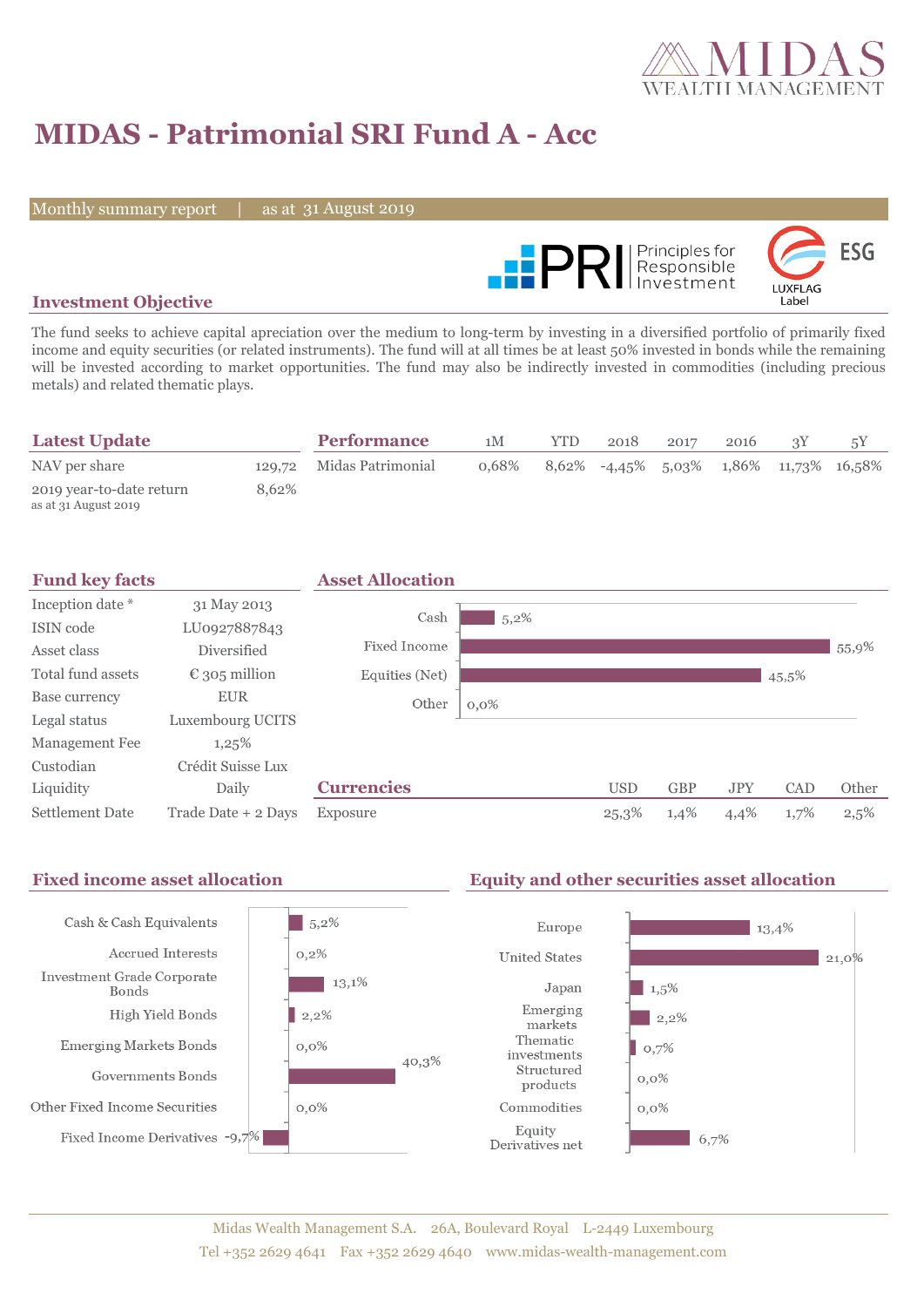# MIDAS - Patrimonial SRI Fund A - Acc

Monthly summary report | as at 31 August 2019

## Investment Objective

The fund seeks to achieve capital apreciation over the medium to long-term by investing in a diversified portfolio of primarily fixed income and equity securities (or related instruments). The fund will at all times be at least 50% invested in bonds while the remaining will be invested according to market opportunities. The fund may also be indirectly invested in commodities (including precious metals) and related thematic plays.

## Latest Update

| | |
|---|---|
| NAV per share | 129,72 |
| 2019 year-to-date return (as at 31 August 2019) | 8,62% |

## Performance

| | 1M | YTD | 2018 | 2017 | 2016 | 3Y | 5Y |
|---|---|---|---|---|---|---|---|
| Midas Patrimonial | 0,68% | 8,62% | -4,45% | 5,03% | 1,86% | 11,73% | 16,58% |

## Fund key facts

| | |
|---|---|
| Inception date * | 31 May 2013 |
| ISIN code | LU0927887843 |
| Asset class | Diversified |
| Total fund assets | € 305 million |
| Base currency | EUR |
| Legal status | Luxembourg UCITS |
| Management Fee | 1,25% |
| Custodian | Crédit Suisse Lux |
| Liquidity | Daily |
| Settlement Date | Trade Date + 2 Days |

## Asset Allocation

| | |
|---|---|
| Cash | 5,2% |
| Fixed Income | 55,9% |
| Equities (Net) | 45,5% |
| Other | 0,0% |

## Currencies

| | USD | GBP | JPY | CAD | Other |
|---|---|---|---|---|---|
| Exposure | 25,3% | 1,4% | 4,4% | 1,7% | 2,5% |

## Fixed income asset allocation

| | |
|---|---|
| Cash & Cash Equivalents | 5,2% |
| Accrued Interests | 0,2% |
| Investment Grade Corporate Bonds | 13,1% |
| High Yield Bonds | 2,2% |
| Emerging Markets Bonds | 0,0% |
| Governments Bonds | 40,3% |
| Other Fixed Income Securities | 0,0% |
| Fixed Income Derivatives | -9,7% |

## Equity and other securities asset allocation

| | |
|---|---|
| Europe | 13,4% |
| United States | 21,0% |
| Japan | 1,5% |
| Emerging markets | 2,2% |
| Thematic investments | 0,7% |
| Structured products | 0,0% |
| Commodities | 0,0% |
| Equity Derivatives net | 6,7% |

Midas Wealth Management S.A. 26A, Boulevard Royal L-2449 Luxembourg
Tel +352 2629 4641 Fax +352 2629 4640 www.midas-wealth-management.com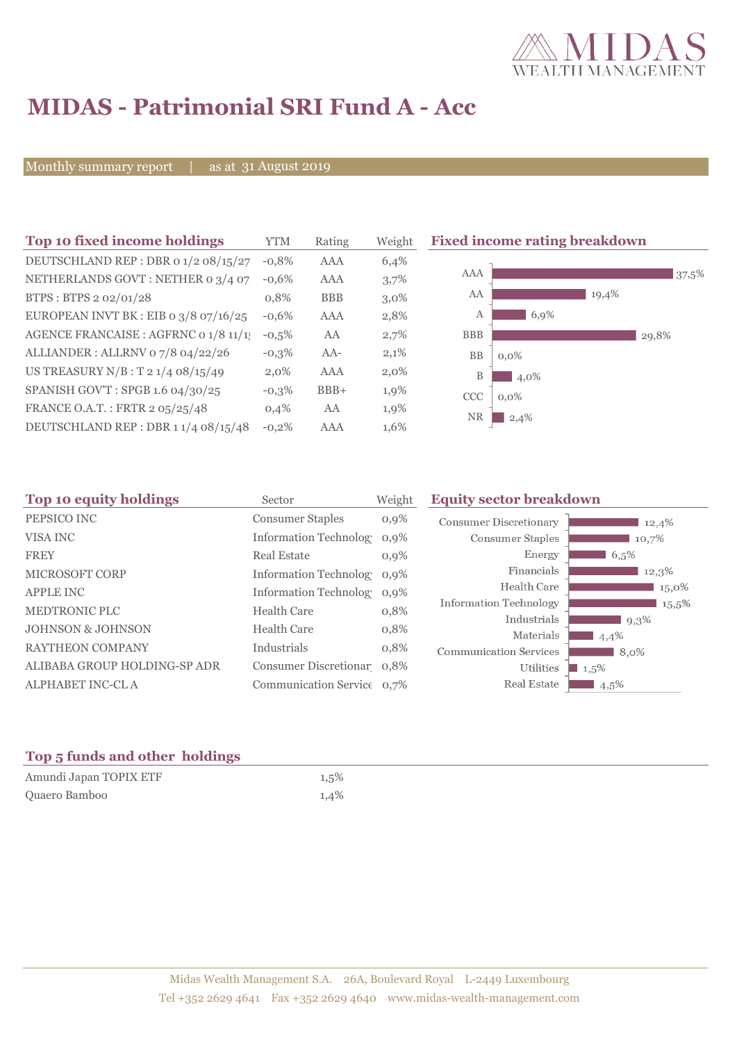# MIDAS - Patrimonial SRI Fund A - Acc

Monthly summary report | as at 31 August 2019

## Top 10 fixed income holdings

| Top 10 fixed income holdings | YTM | Rating | Weight |
|---|---|---|---|
| DEUTSCHLAND REP : DBR 0 1/2 08/15/27 | -0,8% | AAA | 6,4% |
| NETHERLANDS GOVT : NETHER 0 3/4 07 | -0,6% | AAA | 3,7% |
| BTPS : BTPS 2 02/01/28 | 0,8% | BBB | 3,0% |
| EUROPEAN INVT BK : EIB 0 3/8 07/16/25 | -0,6% | AAA | 2,8% |
| AGENCE FRANCAISE : AGFRNC 0 1/8 11/1 | -0,5% | AA | 2,7% |
| ALLIANDER : ALLRNV 0 7/8 04/22/26 | -0,3% | AA- | 2,1% |
| US TREASURY N/B : T 2 1/4 08/15/49 | 2,0% | AAA | 2,0% |
| SPANISH GOV'T : SPGB 1.6 04/30/25 | -0,3% | BBB+ | 1,9% |
| FRANCE O.A.T. : FRTR 2 05/25/48 | 0,4% | AA | 1,9% |
| DEUTSCHLAND REP : DBR 1 1/4 08/15/48 | -0,2% | AAA | 1,6% |

## Fixed income rating breakdown

| Rating | Weight |
|---|---|
| AAA | 37,5% |
| AA | 19,4% |
| A | 6,9% |
| BBB | 29,8% |
| BB | 0,0% |
| B | 4,0% |
| CCC | 0,0% |
| NR | 2,4% |

## Top 10 equity holdings

| Top 10 equity holdings | Sector | Weight |
|---|---|---|
| PEPSICO INC | Consumer Staples | 0,9% |
| VISA INC | Information Technolog | 0,9% |
| FREY | Real Estate | 0,9% |
| MICROSOFT CORP | Information Technolog | 0,9% |
| APPLE INC | Information Technolog | 0,9% |
| MEDTRONIC PLC | Health Care | 0,8% |
| JOHNSON & JOHNSON | Health Care | 0,8% |
| RAYTHEON COMPANY | Industrials | 0,8% |
| ALIBABA GROUP HOLDING-SP ADR | Consumer Discretionar | 0,8% |
| ALPHABET INC-CL A | Communication Service | 0,7% |

## Equity sector breakdown

| Sector | Weight |
|---|---|
| Consumer Discretionary | 12,4% |
| Consumer Staples | 10,7% |
| Energy | 6,5% |
| Financials | 12,3% |
| Health Care | 15,0% |
| Information Technology | 15,5% |
| Industrials | 9,3% |
| Materials | 4,4% |
| Communication Services | 8,0% |
| Utilities | 1,5% |
| Real Estate | 4,5% |

## Top 5 funds and other holdings

| Top 5 funds and other holdings | Weight |
|---|---|
| Amundi Japan TOPIX ETF | 1,5% |
| Quaero Bamboo | 1,4% |

Midas Wealth Management S.A. 26A, Boulevard Royal L-2449 Luxembourg
Tel +352 2629 4641 Fax +352 2629 4640 www.midas-wealth-management.com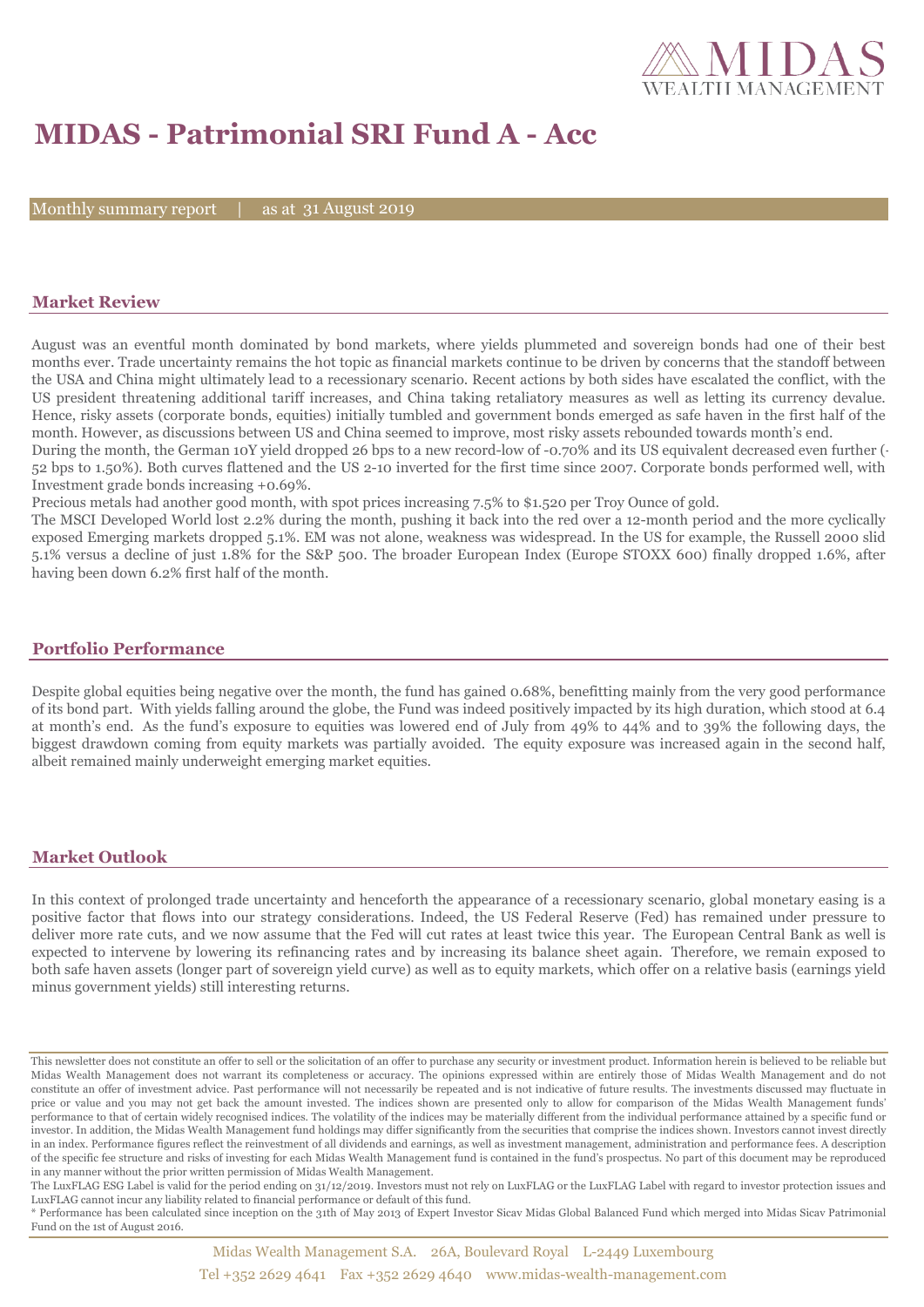# MIDAS - Patrimonial SRI Fund A - Acc

Monthly summary report | as at 31 August 2019

## Market Review

August was an eventful month dominated by bond markets, where yields plummeted and sovereign bonds had one of their best months ever. Trade uncertainty remains the hot topic as financial markets continue to be driven by concerns that the standoff between the USA and China might ultimately lead to a recessionary scenario. Recent actions by both sides have escalated the conflict, with the US president threatening additional tariff increases, and China taking retaliatory measures as well as letting its currency devalue. Hence, risky assets (corporate bonds, equities) initially tumbled and government bonds emerged as safe haven in the first half of the month. However, as discussions between US and China seemed to improve, most risky assets rebounded towards month's end.

During the month, the German 10Y yield dropped 26 bps to a new record-low of -0.70% and its US equivalent decreased even further (-52 bps to 1.50%). Both curves flattened and the US 2-10 inverted for the first time since 2007. Corporate bonds performed well, with Investment grade bonds increasing +0.69%.

Precious metals had another good month, with spot prices increasing 7.5% to $1.520 per Troy Ounce of gold.

The MSCI Developed World lost 2.2% during the month, pushing it back into the red over a 12-month period and the more cyclically exposed Emerging markets dropped 5.1%. EM was not alone, weakness was widespread. In the US for example, the Russell 2000 slid 5.1% versus a decline of just 1.8% for the S&P 500. The broader European Index (Europe STOXX 600) finally dropped 1.6%, after having been down 6.2% first half of the month.

## Portfolio Performance

Despite global equities being negative over the month, the fund has gained 0.68%, benefitting mainly from the very good performance of its bond part. With yields falling around the globe, the Fund was indeed positively impacted by its high duration, which stood at 6.4 at month's end. As the fund's exposure to equities was lowered end of July from 49% to 44% and to 39% the following days, the biggest drawdown coming from equity markets was partially avoided. The equity exposure was increased again in the second half, albeit remained mainly underweight emerging market equities.

## Market Outlook

In this context of prolonged trade uncertainty and henceforth the appearance of a recessionary scenario, global monetary easing is a positive factor that flows into our strategy considerations. Indeed, the US Federal Reserve (Fed) has remained under pressure to deliver more rate cuts, and we now assume that the Fed will cut rates at least twice this year. The European Central Bank as well is expected to intervene by lowering its refinancing rates and by increasing its balance sheet again. Therefore, we remain exposed to both safe haven assets (longer part of sovereign yield curve) as well as to equity markets, which offer on a relative basis (earnings yield minus government yields) still interesting returns.

---

This newsletter does not constitute an offer to sell or the solicitation of an offer to purchase any security or investment product. Information herein is believed to be reliable but Midas Wealth Management does not warrant its completeness or accuracy. The opinions expressed within are entirely those of Midas Wealth Management and do not constitute an offer of investment advice. Past performance will not necessarily be repeated and is not indicative of future results. The investments discussed may fluctuate in price or value and you may not get back the amount invested. The indices shown are presented only to allow for comparison of the Midas Wealth Management funds' performance to that of certain widely recognised indices. The volatility of the indices may be materially different from the individual performance attained by a specific fund or investor. In addition, the Midas Wealth Management fund holdings may differ significantly from the securities that comprise the indices shown. Investors cannot invest directly in an index. Performance figures reflect the reinvestment of all dividends and earnings, as well as investment management, administration and performance fees. A description of the specific fee structure and risks of investing for each Midas Wealth Management fund is contained in the fund's prospectus. No part of this document may be reproduced in any manner without the prior written permission of Midas Wealth Management.

The LuxFLAG ESG Label is valid for the period ending on 31/12/2019. Investors must not rely on LuxFLAG or the LuxFLAG Label with regard to investor protection issues and LuxFLAG cannot incur any liability related to financial performance or default of this fund.

* Performance has been calculated since inception on the 31th of May 2013 of Expert Investor Sicav Midas Global Balanced Fund which merged into Midas Sicav Patrimonial Fund on the 1st of August 2016.

Midas Wealth Management S.A. 26A, Boulevard Royal L-2449 Luxembourg

Tel +352 2629 4641 Fax +352 2629 4640 www.midas-wealth-management.com